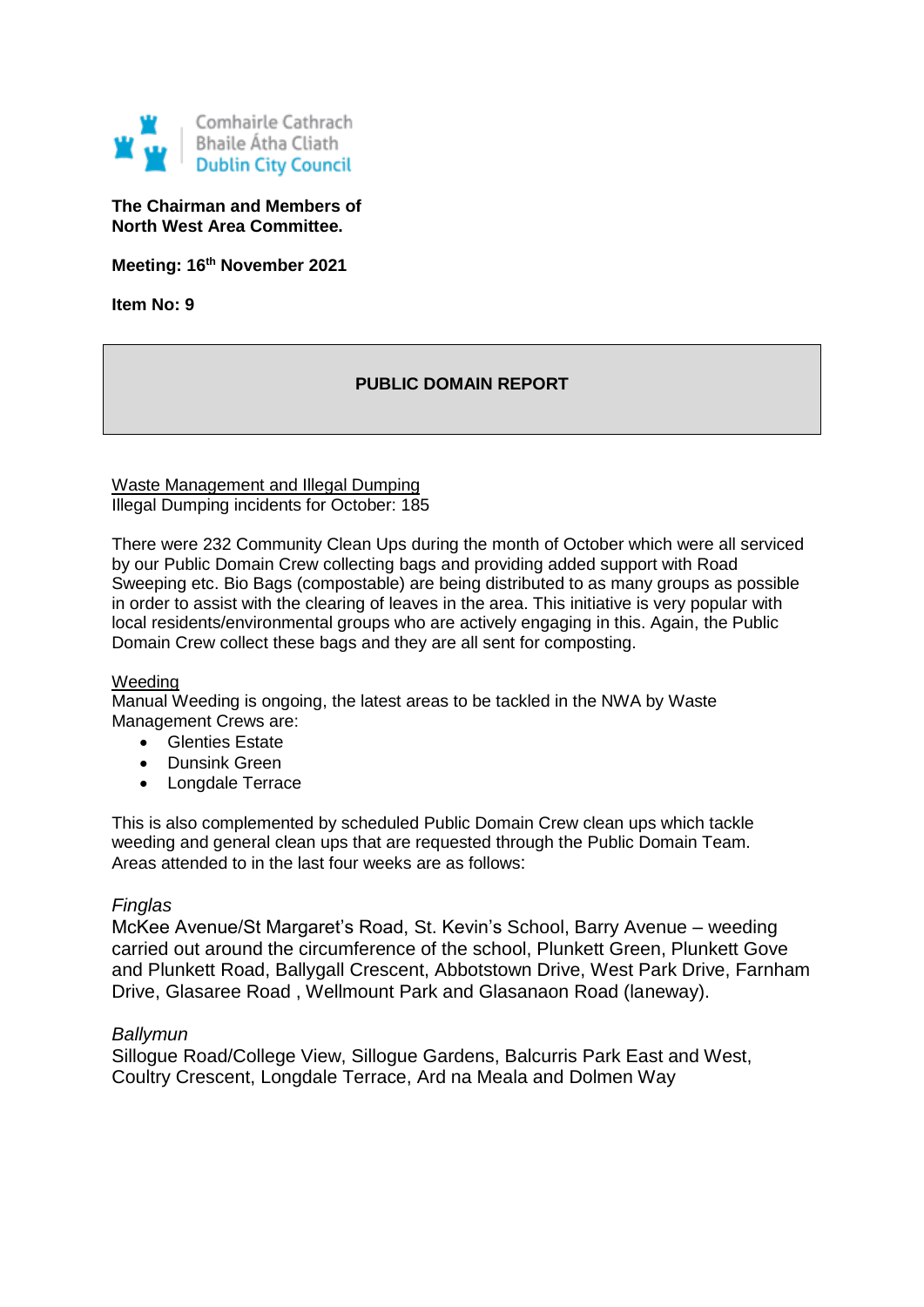Comhairle Cathrach
Bhaile Átha Cliath
Dublin City Council

**The Chairman and Members of**
**North West Area Committee.**

**Meeting: 16th November 2021**

**Item No: 9**

## PUBLIC DOMAIN REPORT

Waste Management and Illegal Dumping
Illegal Dumping incidents for October: 185

There were 232 Community Clean Ups during the month of October which were all serviced by our Public Domain Crew collecting bags and providing added support with Road Sweeping etc. Bio Bags (compostable) are being distributed to as many groups as possible in order to assist with the clearing of leaves in the area. This initiative is very popular with local residents/environmental groups who are actively engaging in this. Again, the Public Domain Crew collect these bags and they are all sent for composting.

Weeding
Manual Weeding is ongoing, the latest areas to be tackled in the NWA by Waste Management Crews are:

- Glenties Estate
- Dunsink Green
- Longdale Terrace

This is also complemented by scheduled Public Domain Crew clean ups which tackle weeding and general clean ups that are requested through the Public Domain Team. Areas attended to in the last four weeks are as follows:

*Finglas*
McKee Avenue/St Margaret's Road, St. Kevin's School, Barry Avenue – weeding carried out around the circumference of the school, Plunkett Green, Plunkett Gove and Plunkett Road, Ballygall Crescent, Abbotstown Drive, West Park Drive, Farnham Drive, Glasaree Road , Wellmount Park and Glasanaon Road (laneway).

*Ballymun*
Sillogue Road/College View, Sillogue Gardens, Balcurris Park East and West, Coultry Crescent, Longdale Terrace, Ard na Meala and Dolmen Way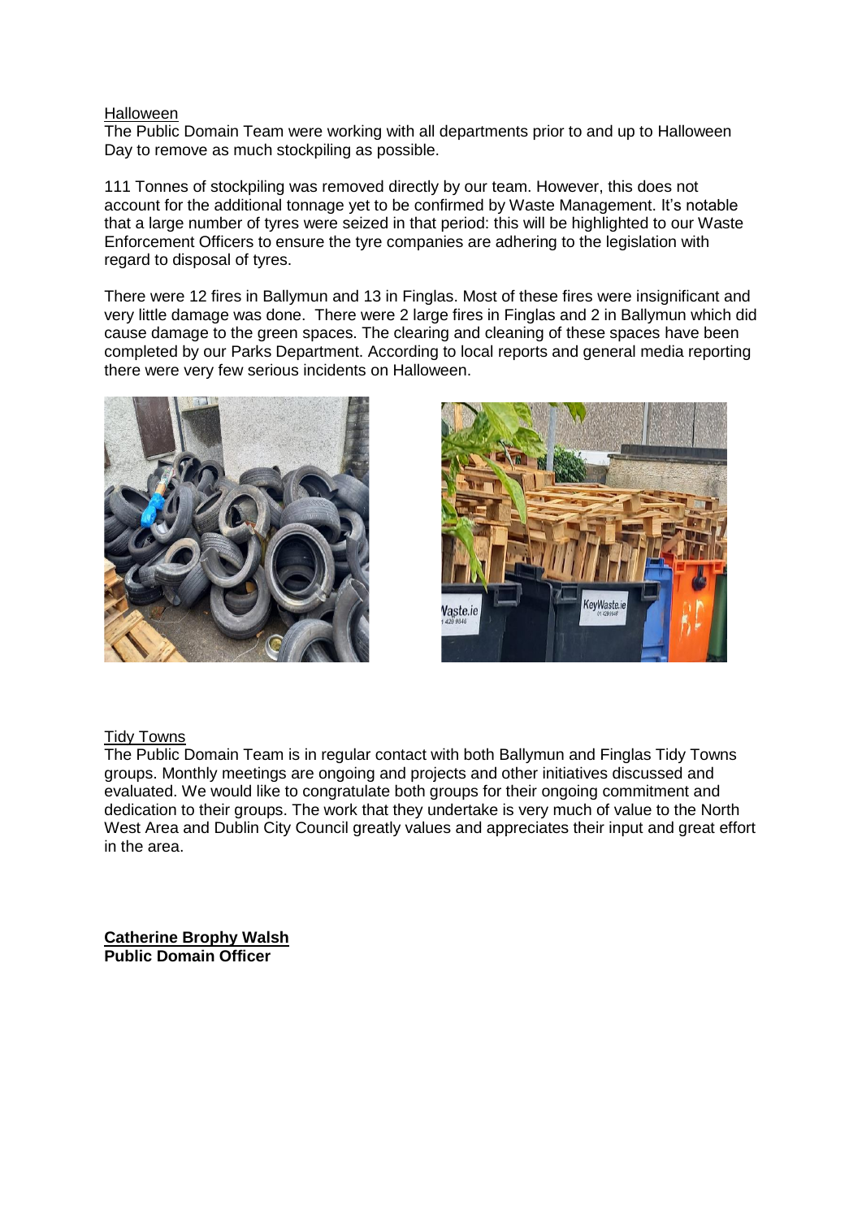Halloween

The Public Domain Team were working with all departments prior to and up to Halloween Day to remove as much stockpiling as possible.

111 Tonnes of stockpiling was removed directly by our team. However, this does not account for the additional tonnage yet to be confirmed by Waste Management. It's notable that a large number of tyres were seized in that period: this will be highlighted to our Waste Enforcement Officers to ensure the tyre companies are adhering to the legislation with regard to disposal of tyres.

There were 12 fires in Ballymun and 13 in Finglas. Most of these fires were insignificant and very little damage was done. There were 2 large fires in Finglas and 2 in Ballymun which did cause damage to the green spaces. The clearing and cleaning of these spaces have been completed by our Parks Department. According to local reports and general media reporting there were very few serious incidents on Halloween.

Tidy Towns

The Public Domain Team is in regular contact with both Ballymun and Finglas Tidy Towns groups. Monthly meetings are ongoing and projects and other initiatives discussed and evaluated. We would like to congratulate both groups for their ongoing commitment and dedication to their groups. The work that they undertake is very much of value to the North West Area and Dublin City Council greatly values and appreciates their input and great effort in the area.

**Catherine Brophy Walsh**
**Public Domain Officer**